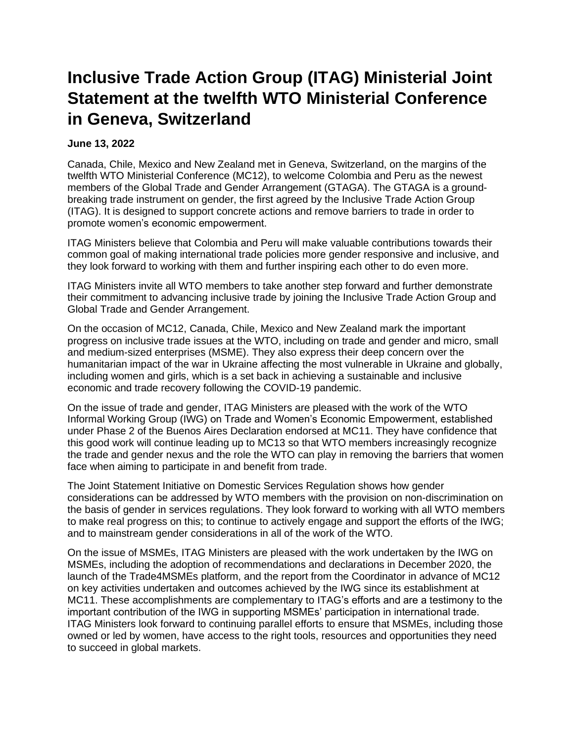# Inclusive Trade Action Group (ITAG) Ministerial Joint Statement at the twelfth WTO Ministerial Conference in Geneva, Switzerland

**June 13, 2022**

Canada, Chile, Mexico and New Zealand met in Geneva, Switzerland, on the margins of the twelfth WTO Ministerial Conference (MC12), to welcome Colombia and Peru as the newest members of the Global Trade and Gender Arrangement (GTAGA). The GTAGA is a ground-breaking trade instrument on gender, the first agreed by the Inclusive Trade Action Group (ITAG). It is designed to support concrete actions and remove barriers to trade in order to promote women's economic empowerment.

ITAG Ministers believe that Colombia and Peru will make valuable contributions towards their common goal of making international trade policies more gender responsive and inclusive, and they look forward to working with them and further inspiring each other to do even more.

ITAG Ministers invite all WTO members to take another step forward and further demonstrate their commitment to advancing inclusive trade by joining the Inclusive Trade Action Group and Global Trade and Gender Arrangement.

On the occasion of MC12, Canada, Chile, Mexico and New Zealand mark the important progress on inclusive trade issues at the WTO, including on trade and gender and micro, small and medium-sized enterprises (MSME). They also express their deep concern over the humanitarian impact of the war in Ukraine affecting the most vulnerable in Ukraine and globally, including women and girls, which is a set back in achieving a sustainable and inclusive economic and trade recovery following the COVID-19 pandemic.

On the issue of trade and gender, ITAG Ministers are pleased with the work of the WTO Informal Working Group (IWG) on Trade and Women's Economic Empowerment, established under Phase 2 of the Buenos Aires Declaration endorsed at MC11. They have confidence that this good work will continue leading up to MC13 so that WTO members increasingly recognize the trade and gender nexus and the role the WTO can play in removing the barriers that women face when aiming to participate in and benefit from trade.

The Joint Statement Initiative on Domestic Services Regulation shows how gender considerations can be addressed by WTO members with the provision on non-discrimination on the basis of gender in services regulations. They look forward to working with all WTO members to make real progress on this; to continue to actively engage and support the efforts of the IWG; and to mainstream gender considerations in all of the work of the WTO.

On the issue of MSMEs, ITAG Ministers are pleased with the work undertaken by the IWG on MSMEs, including the adoption of recommendations and declarations in December 2020, the launch of the Trade4MSMEs platform, and the report from the Coordinator in advance of MC12 on key activities undertaken and outcomes achieved by the IWG since its establishment at MC11. These accomplishments are complementary to ITAG's efforts and are a testimony to the important contribution of the IWG in supporting MSMEs' participation in international trade. ITAG Ministers look forward to continuing parallel efforts to ensure that MSMEs, including those owned or led by women, have access to the right tools, resources and opportunities they need to succeed in global markets.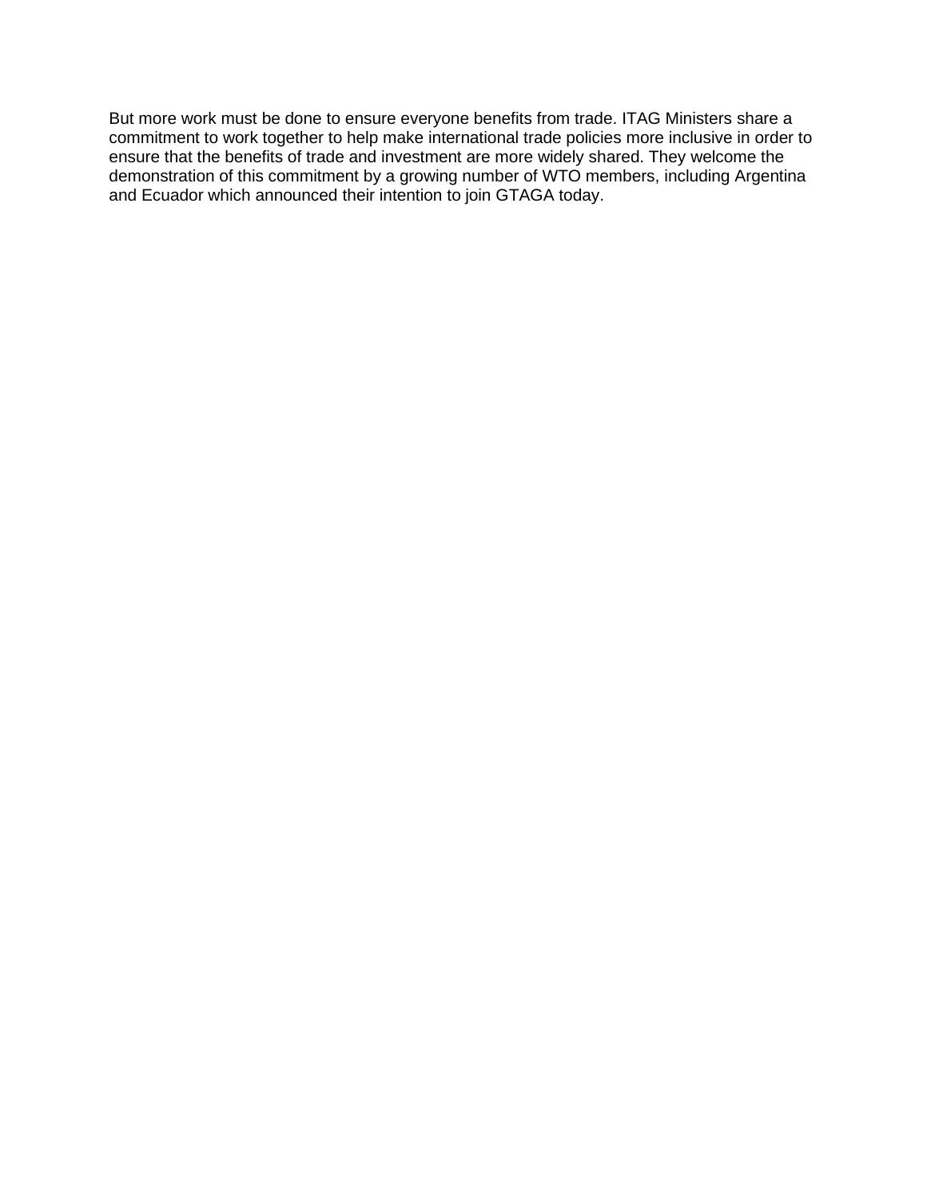But more work must be done to ensure everyone benefits from trade. ITAG Ministers share a commitment to work together to help make international trade policies more inclusive in order to ensure that the benefits of trade and investment are more widely shared. They welcome the demonstration of this commitment by a growing number of WTO members, including Argentina and Ecuador which announced their intention to join GTAGA today.